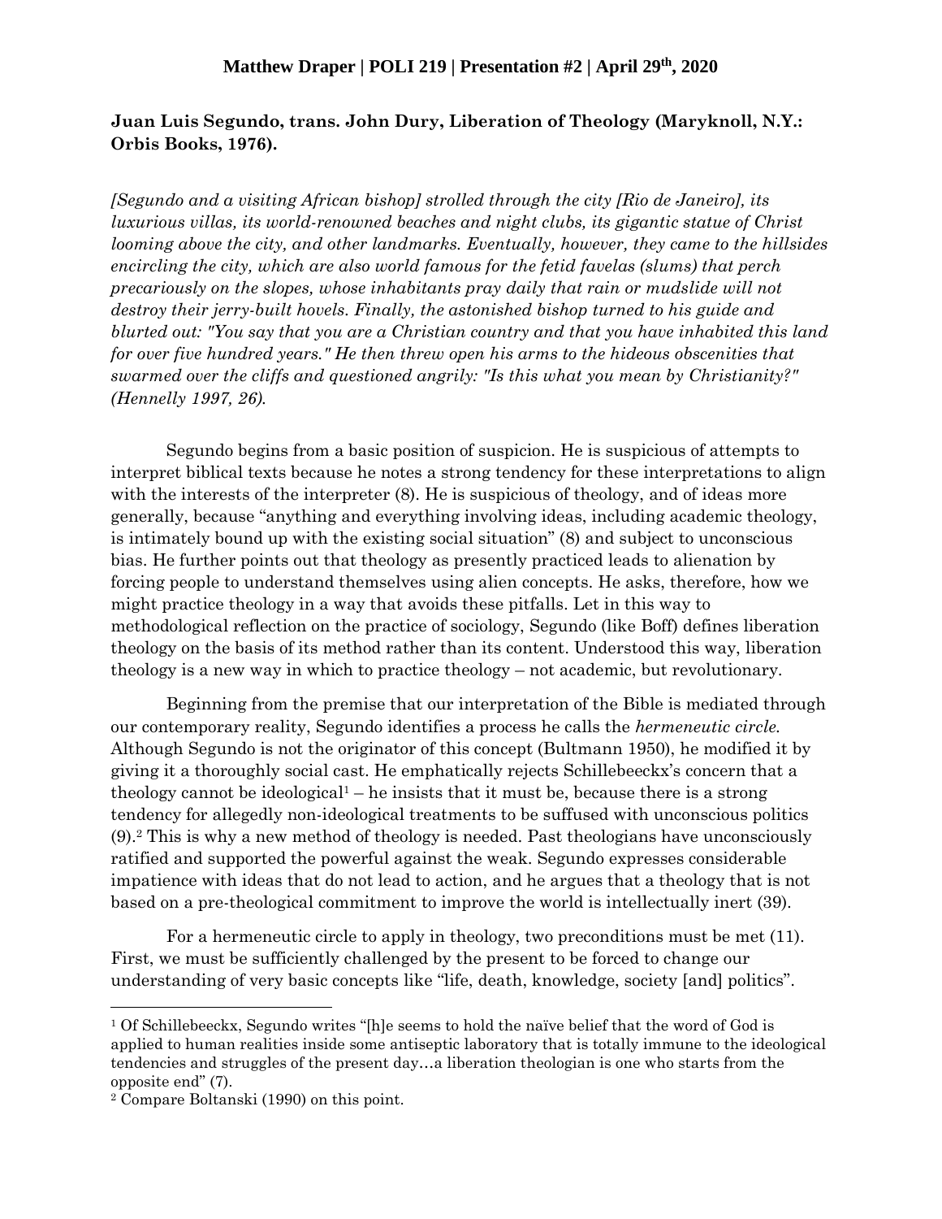**Matthew Draper | POLI 219 | Presentation #2 | April 29th, 2020**

**Juan Luis Segundo, trans. John Dury, Liberation of Theology (Maryknoll, N.Y.: Orbis Books, 1976).**

*[Segundo and a visiting African bishop] strolled through the city [Rio de Janeiro], its luxurious villas, its world-renowned beaches and night clubs, its gigantic statue of Christ looming above the city, and other landmarks. Eventually, however, they came to the hillsides encircling the city, which are also world famous for the fetid favelas (slums) that perch precariously on the slopes, whose inhabitants pray daily that rain or mudslide will not destroy their jerry-built hovels. Finally, the astonished bishop turned to his guide and blurted out: "You say that you are a Christian country and that you have inhabited this land for over five hundred years." He then threw open his arms to the hideous obscenities that swarmed over the cliffs and questioned angrily: "Is this what you mean by Christianity?" (Hennelly 1997, 26).*

Segundo begins from a basic position of suspicion. He is suspicious of attempts to interpret biblical texts because he notes a strong tendency for these interpretations to align with the interests of the interpreter (8). He is suspicious of theology, and of ideas more generally, because "anything and everything involving ideas, including academic theology, is intimately bound up with the existing social situation" (8) and subject to unconscious bias. He further points out that theology as presently practiced leads to alienation by forcing people to understand themselves using alien concepts. He asks, therefore, how we might practice theology in a way that avoids these pitfalls. Let in this way to methodological reflection on the practice of sociology, Segundo (like Boff) defines liberation theology on the basis of its method rather than its content. Understood this way, liberation theology is a new way in which to practice theology – not academic, but revolutionary.

Beginning from the premise that our interpretation of the Bible is mediated through our contemporary reality, Segundo identifies a process he calls the *hermeneutic circle.* Although Segundo is not the originator of this concept (Bultmann 1950), he modified it by giving it a thoroughly social cast. He emphatically rejects Schillebeeckx's concern that a theology cannot be ideological[1] – he insists that it must be, because there is a strong tendency for allegedly non-ideological treatments to be suffused with unconscious politics (9).[2] This is why a new method of theology is needed. Past theologians have unconsciously ratified and supported the powerful against the weak. Segundo expresses considerable impatience with ideas that do not lead to action, and he argues that a theology that is not based on a pre-theological commitment to improve the world is intellectually inert (39).

For a hermeneutic circle to apply in theology, two preconditions must be met (11). First, we must be sufficiently challenged by the present to be forced to change our understanding of very basic concepts like "life, death, knowledge, society [and] politics".

---

[1] Of Schillebeeckx, Segundo writes "[h]e seems to hold the naïve belief that the word of God is applied to human realities inside some antiseptic laboratory that is totally immune to the ideological tendencies and struggles of the present day…a liberation theologian is one who starts from the opposite end" (7).

[2] Compare Boltanski (1990) on this point.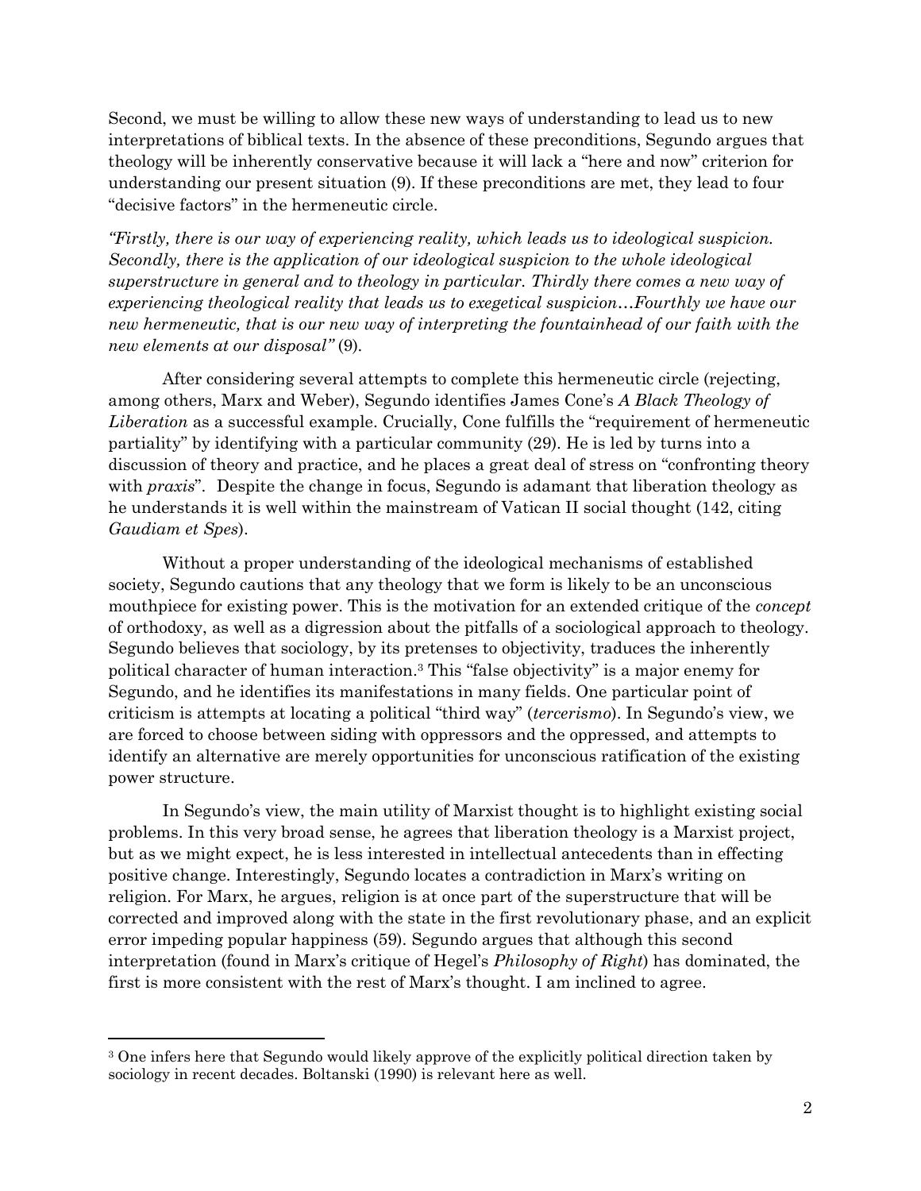Second, we must be willing to allow these new ways of understanding to lead us to new interpretations of biblical texts. In the absence of these preconditions, Segundo argues that theology will be inherently conservative because it will lack a "here and now" criterion for understanding our present situation (9). If these preconditions are met, they lead to four "decisive factors" in the hermeneutic circle.

*"Firstly, there is our way of experiencing reality, which leads us to ideological suspicion. Secondly, there is the application of our ideological suspicion to the whole ideological superstructure in general and to theology in particular. Thirdly there comes a new way of experiencing theological reality that leads us to exegetical suspicion…Fourthly we have our new hermeneutic, that is our new way of interpreting the fountainhead of our faith with the new elements at our disposal"* (9).

After considering several attempts to complete this hermeneutic circle (rejecting, among others, Marx and Weber), Segundo identifies James Cone's *A Black Theology of Liberation* as a successful example. Crucially, Cone fulfills the "requirement of hermeneutic partiality" by identifying with a particular community (29). He is led by turns into a discussion of theory and practice, and he places a great deal of stress on "confronting theory with *praxis*". Despite the change in focus, Segundo is adamant that liberation theology as he understands it is well within the mainstream of Vatican II social thought (142, citing *Gaudiam et Spes*).

Without a proper understanding of the ideological mechanisms of established society, Segundo cautions that any theology that we form is likely to be an unconscious mouthpiece for existing power. This is the motivation for an extended critique of the *concept* of orthodoxy, as well as a digression about the pitfalls of a sociological approach to theology. Segundo believes that sociology, by its pretenses to objectivity, traduces the inherently political character of human interaction.[3] This "false objectivity" is a major enemy for Segundo, and he identifies its manifestations in many fields. One particular point of criticism is attempts at locating a political "third way" (*tercerismo*). In Segundo's view, we are forced to choose between siding with oppressors and the oppressed, and attempts to identify an alternative are merely opportunities for unconscious ratification of the existing power structure.

In Segundo's view, the main utility of Marxist thought is to highlight existing social problems. In this very broad sense, he agrees that liberation theology is a Marxist project, but as we might expect, he is less interested in intellectual antecedents than in effecting positive change. Interestingly, Segundo locates a contradiction in Marx's writing on religion. For Marx, he argues, religion is at once part of the superstructure that will be corrected and improved along with the state in the first revolutionary phase, and an explicit error impeding popular happiness (59). Segundo argues that although this second interpretation (found in Marx's critique of Hegel's *Philosophy of Right*) has dominated, the first is more consistent with the rest of Marx's thought. I am inclined to agree.

---

[3] One infers here that Segundo would likely approve of the explicitly political direction taken by sociology in recent decades. Boltanski (1990) is relevant here as well.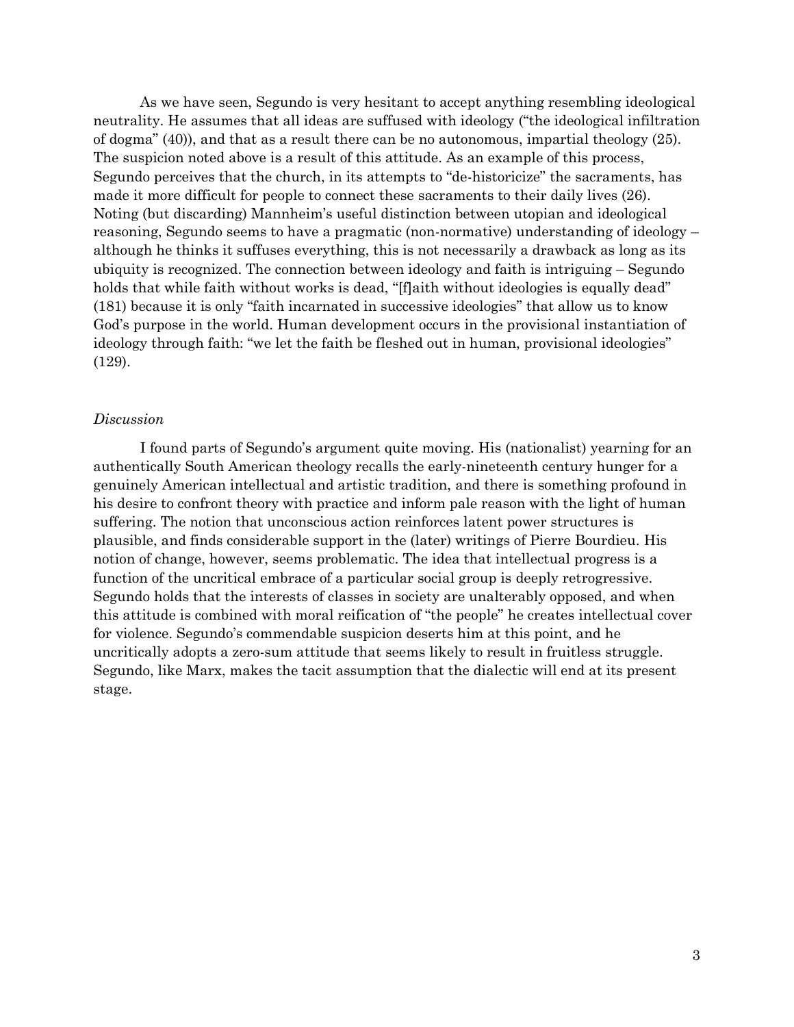As we have seen, Segundo is very hesitant to accept anything resembling ideological neutrality. He assumes that all ideas are suffused with ideology ("the ideological infiltration of dogma" (40)), and that as a result there can be no autonomous, impartial theology (25). The suspicion noted above is a result of this attitude. As an example of this process, Segundo perceives that the church, in its attempts to "de-historicize" the sacraments, has made it more difficult for people to connect these sacraments to their daily lives (26). Noting (but discarding) Mannheim's useful distinction between utopian and ideological reasoning, Segundo seems to have a pragmatic (non-normative) understanding of ideology – although he thinks it suffuses everything, this is not necessarily a drawback as long as its ubiquity is recognized. The connection between ideology and faith is intriguing – Segundo holds that while faith without works is dead, "[f]aith without ideologies is equally dead" (181) because it is only "faith incarnated in successive ideologies" that allow us to know God's purpose in the world. Human development occurs in the provisional instantiation of ideology through faith: "we let the faith be fleshed out in human, provisional ideologies" (129).

*Discussion*

I found parts of Segundo's argument quite moving. His (nationalist) yearning for an authentically South American theology recalls the early-nineteenth century hunger for a genuinely American intellectual and artistic tradition, and there is something profound in his desire to confront theory with practice and inform pale reason with the light of human suffering. The notion that unconscious action reinforces latent power structures is plausible, and finds considerable support in the (later) writings of Pierre Bourdieu. His notion of change, however, seems problematic. The idea that intellectual progress is a function of the uncritical embrace of a particular social group is deeply retrogressive. Segundo holds that the interests of classes in society are unalterably opposed, and when this attitude is combined with moral reification of "the people" he creates intellectual cover for violence. Segundo's commendable suspicion deserts him at this point, and he uncritically adopts a zero-sum attitude that seems likely to result in fruitless struggle. Segundo, like Marx, makes the tacit assumption that the dialectic will end at its present stage.